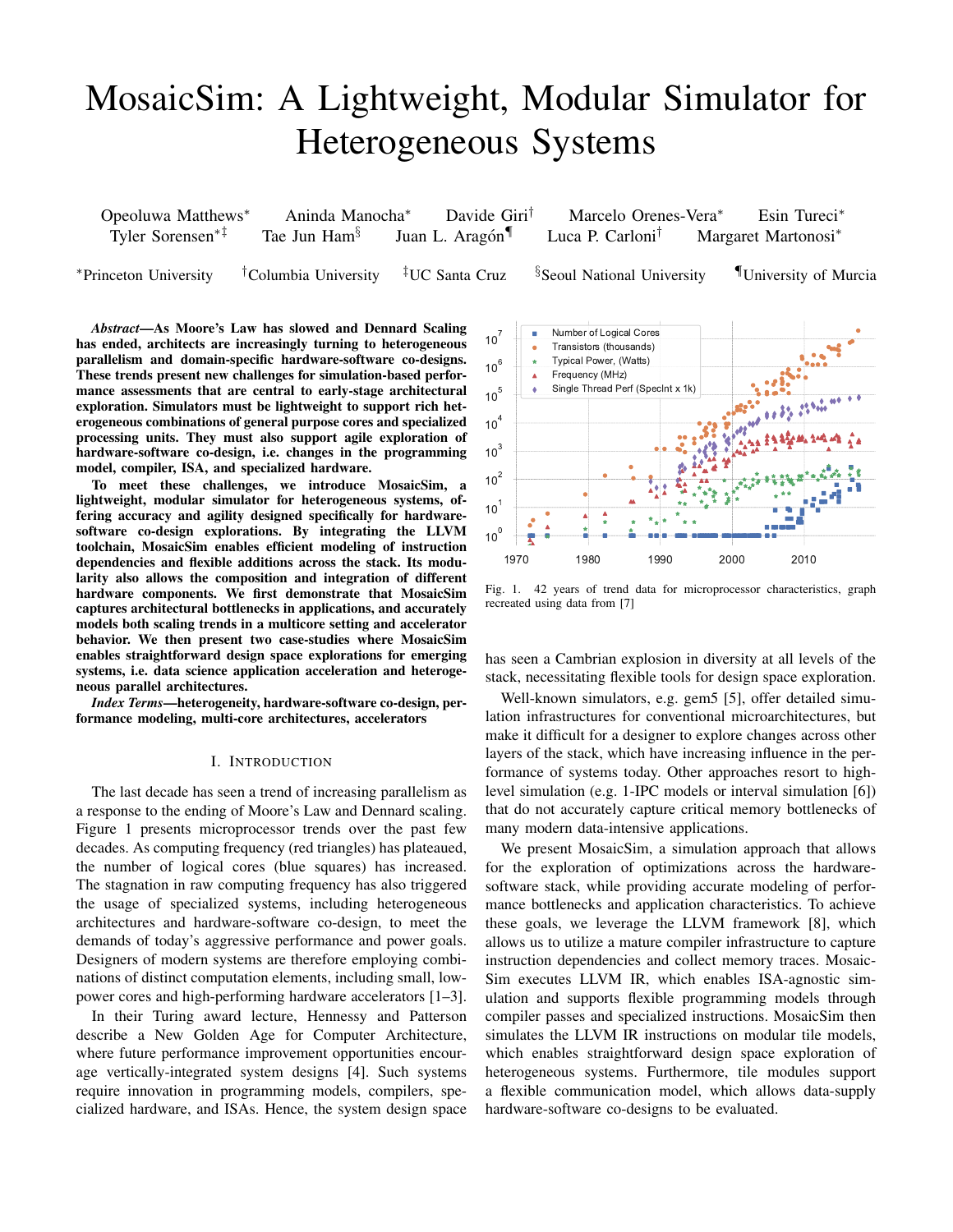# MosaicSim: A Lightweight, Modular Simulator for Heterogeneous Systems

Opeoluwa Matthews* Aninda Manocha* Davide Giri† Marcelo Orenes-Vera* Esin Tureci* Tyler Sorensen*‡ Tae Jun Ham§ Juan L. Aragón¶ Luca P. Carloni† Margaret Martonosi*

*Princeton University †Columbia University ‡UC Santa Cruz §Seoul National University ¶University of Murcia

***Abstract*—As Moore's Law has slowed and Dennard Scaling has ended, architects are increasingly turning to heterogeneous parallelism and domain-specific hardware-software co-designs. These trends present new challenges for simulation-based performance assessments that are central to early-stage architectural exploration. Simulators must be lightweight to support rich heterogeneous combinations of general purpose cores and specialized processing units. They must also support agile exploration of hardware-software co-design, i.e. changes in the programming model, compiler, ISA, and specialized hardware.**

**To meet these challenges, we introduce MosaicSim, a lightweight, modular simulator for heterogeneous systems, offering accuracy and agility designed specifically for hardware-software co-design explorations. By integrating the LLVM toolchain, MosaicSim enables efficient modeling of instruction dependencies and flexible additions across the stack. Its modularity also allows the composition and integration of different hardware components. We first demonstrate that MosaicSim captures architectural bottlenecks in applications, and accurately models both scaling trends in a multicore setting and accelerator behavior. We then present two case-studies where MosaicSim enables straightforward design space explorations for emerging systems, i.e. data science application acceleration and heterogeneous parallel architectures.**

***Index Terms*—heterogeneity, hardware-software co-design, performance modeling, multi-core architectures, accelerators**

## I. Introduction

The last decade has seen a trend of increasing parallelism as a response to the ending of Moore's Law and Dennard scaling. Figure 1 presents microprocessor trends over the past few decades. As computing frequency (red triangles) has plateaued, the number of logical cores (blue squares) has increased. The stagnation in raw computing frequency has also triggered the usage of specialized systems, including heterogeneous architectures and hardware-software co-design, to meet the demands of today's aggressive performance and power goals. Designers of modern systems are therefore employing combinations of distinct computation elements, including small, low-power cores and high-performing hardware accelerators [1–3].

In their Turing award lecture, Hennessy and Patterson describe a New Golden Age for Computer Architecture, where future performance improvement opportunities encourage vertically-integrated system designs [4]. Such systems require innovation in programming models, compilers, specialized hardware, and ISAs. Hence, the system design space has seen a Cambrian explosion in diversity at all levels of the stack, necessitating flexible tools for design space exploration.

Fig. 1. 42 years of trend data for microprocessor characteristics, graph recreated using data from [7]

Well-known simulators, e.g. gem5 [5], offer detailed simulation infrastructures for conventional microarchitectures, but make it difficult for a designer to explore changes across other layers of the stack, which have increasing influence in the performance of systems today. Other approaches resort to high-level simulation (e.g. 1-IPC models or interval simulation [6]) that do not accurately capture critical memory bottlenecks of many modern data-intensive applications.

We present MosaicSim, a simulation approach that allows for the exploration of optimizations across the hardware-software stack, while providing accurate modeling of performance bottlenecks and application characteristics. To achieve these goals, we leverage the LLVM framework [8], which allows us to utilize a mature compiler infrastructure to capture instruction dependencies and collect memory traces. MosaicSim executes LLVM IR, which enables ISA-agnostic simulation and supports flexible programming models through compiler passes and specialized instructions. MosaicSim then simulates the LLVM IR instructions on modular tile models, which enables straightforward design space exploration of heterogeneous systems. Furthermore, tile modules support a flexible communication model, which allows data-supply hardware-software co-designs to be evaluated.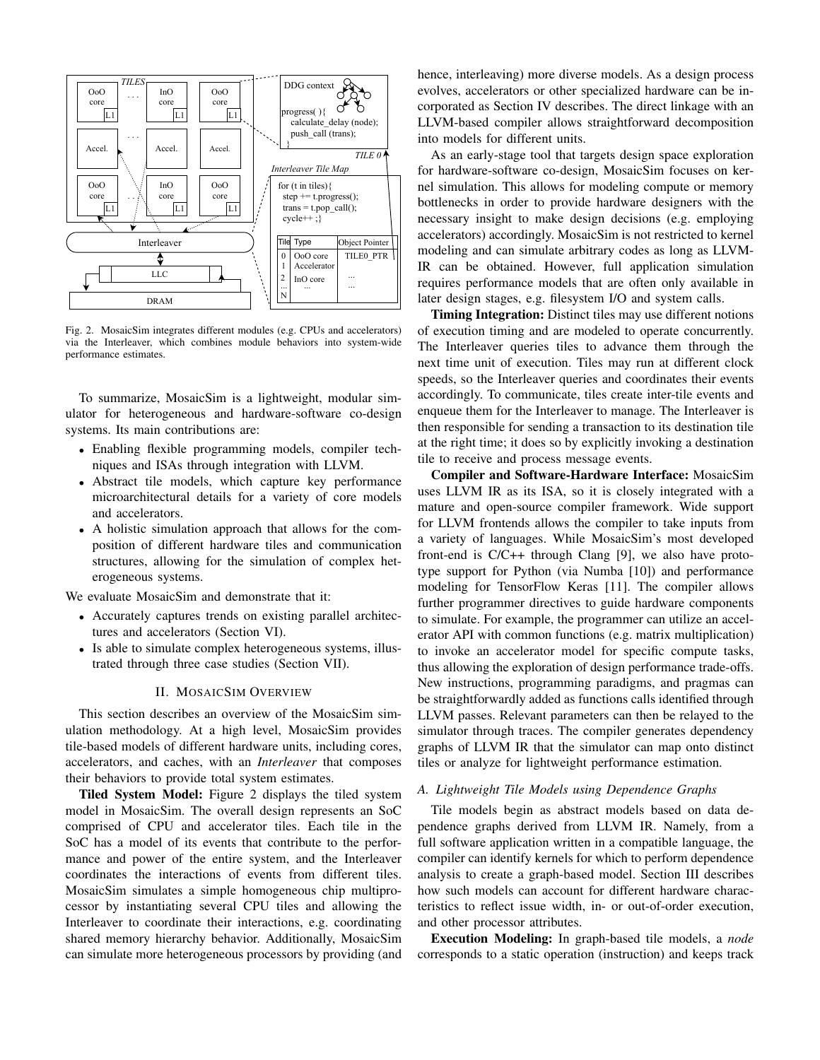Fig. 2. MosaicSim integrates different modules (e.g. CPUs and accelerators) via the Interleaver, which combines module behaviors into system-wide performance estimates.

To summarize, MosaicSim is a lightweight, modular simulator for heterogeneous and hardware-software co-design systems. Its main contributions are:

- Enabling flexible programming models, compiler techniques and ISAs through integration with LLVM.
- Abstract tile models, which capture key performance microarchitectural details for a variety of core models and accelerators.
- A holistic simulation approach that allows for the composition of different hardware tiles and communication structures, allowing for the simulation of complex heterogeneous systems.

We evaluate MosaicSim and demonstrate that it:

- Accurately captures trends on existing parallel architectures and accelerators (Section VI).
- Is able to simulate complex heterogeneous systems, illustrated through three case studies (Section VII).

## II. MosaicSim Overview

This section describes an overview of the MosaicSim simulation methodology. At a high level, MosaicSim provides tile-based models of different hardware units, including cores, accelerators, and caches, with an *Interleaver* that composes their behaviors to provide total system estimates.

**Tiled System Model:** Figure 2 displays the tiled system model in MosaicSim. The overall design represents an SoC comprised of CPU and accelerator tiles. Each tile in the SoC has a model of its events that contribute to the performance and power of the entire system, and the Interleaver coordinates the interactions of events from different tiles. MosaicSim simulates a simple homogeneous chip multiprocessor by instantiating several CPU tiles and allowing the Interleaver to coordinate their interactions, e.g. coordinating shared memory hierarchy behavior. Additionally, MosaicSim can simulate more heterogeneous processors by providing (and hence, interleaving) more diverse models. As a design process evolves, accelerators or other specialized hardware can be incorporated as Section IV describes. The direct linkage with an LLVM-based compiler allows straightforward decomposition into models for different units.

As an early-stage tool that targets design space exploration for hardware-software co-design, MosaicSim focuses on kernel simulation. This allows for modeling compute or memory bottlenecks in order to provide hardware designers with the necessary insight to make design decisions (e.g. employing accelerators) accordingly. MosaicSim is not restricted to kernel modeling and can simulate arbitrary codes as long as LLVM-IR can be obtained. However, full application simulation requires performance models that are often only available in later design stages, e.g. filesystem I/O and system calls.

**Timing Integration:** Distinct tiles may use different notions of execution timing and are modeled to operate concurrently. The Interleaver queries tiles to advance them through the next time unit of execution. Tiles may run at different clock speeds, so the Interleaver queries and coordinates their events accordingly. To communicate, tiles create inter-tile events and enqueue them for the Interleaver to manage. The Interleaver is then responsible for sending a transaction to its destination tile at the right time; it does so by explicitly invoking a destination tile to receive and process message events.

**Compiler and Software-Hardware Interface:** MosaicSim uses LLVM IR as its ISA, so it is closely integrated with a mature and open-source compiler framework. Wide support for LLVM frontends allows the compiler to take inputs from a variety of languages. While MosaicSim's most developed front-end is C/C++ through Clang [9], we also have prototype support for Python (via Numba [10]) and performance modeling for TensorFlow Keras [11]. The compiler allows further programmer directives to guide hardware components to simulate. For example, the programmer can utilize an accelerator API with common functions (e.g. matrix multiplication) to invoke an accelerator model for specific compute tasks, thus allowing the exploration of design performance trade-offs. New instructions, programming paradigms, and pragmas can be straightforwardly added as functions calls identified through LLVM passes. Relevant parameters can then be relayed to the simulator through traces. The compiler generates dependency graphs of LLVM IR that the simulator can map onto distinct tiles or analyze for lightweight performance estimation.

### A. Lightweight Tile Models using Dependence Graphs

Tile models begin as abstract models based on data dependence graphs derived from LLVM IR. Namely, from a full software application written in a compatible language, the compiler can identify kernels for which to perform dependence analysis to create a graph-based model. Section III describes how such models can account for different hardware characteristics to reflect issue width, in- or out-of-order execution, and other processor attributes.

**Execution Modeling:** In graph-based tile models, a *node* corresponds to a static operation (instruction) and keeps track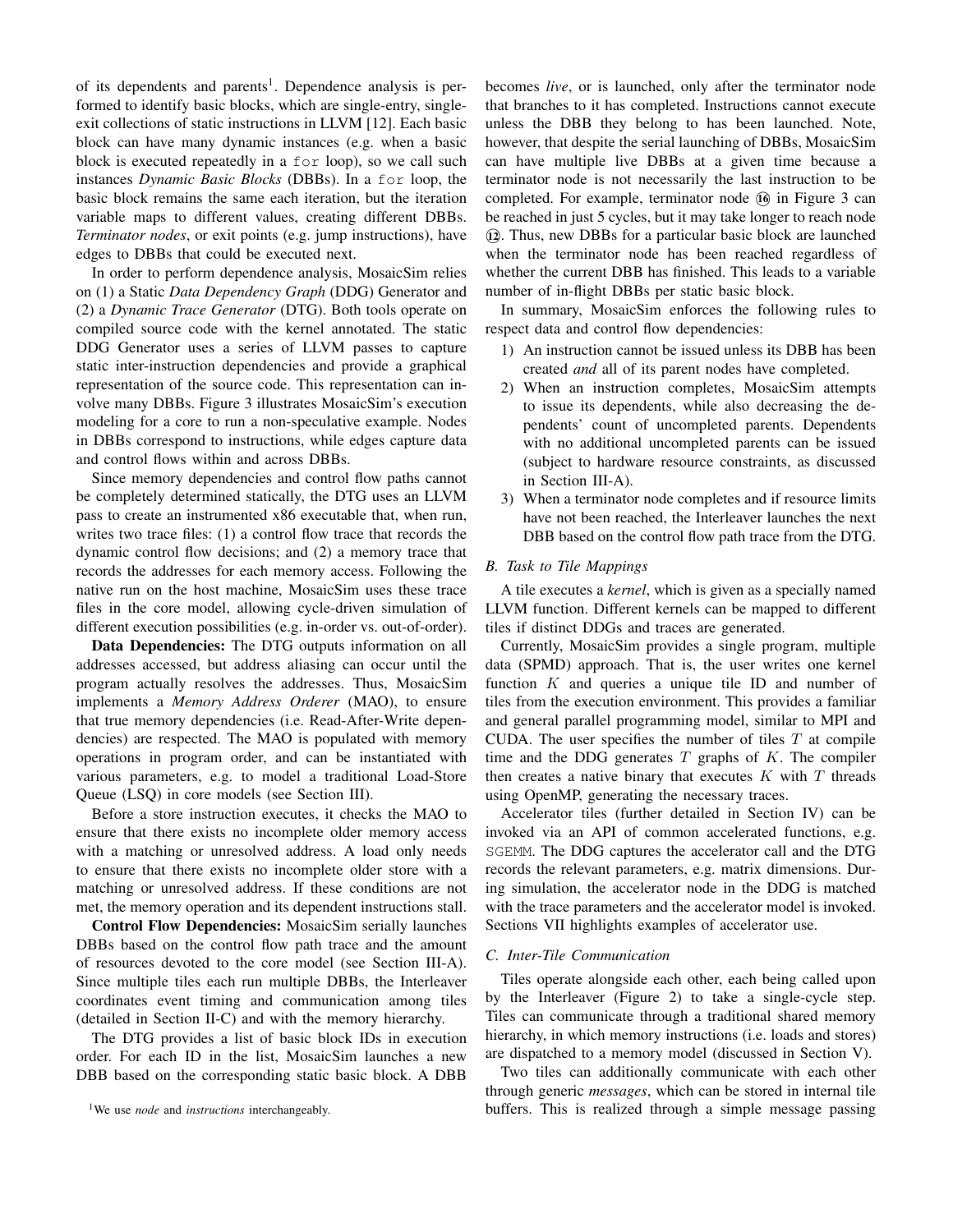of its dependents and parents[1]. Dependence analysis is performed to identify basic blocks, which are single-entry, single-exit collections of static instructions in LLVM [12]. Each basic block can have many dynamic instances (e.g. when a basic block is executed repeatedly in a `for` loop), so we call such instances *Dynamic Basic Blocks* (DBBs). In a `for` loop, the basic block remains the same each iteration, but the iteration variable maps to different values, creating different DBBs. *Terminator nodes*, or exit points (e.g. jump instructions), have edges to DBBs that could be executed next.

In order to perform dependence analysis, MosaicSim relies on (1) a Static *Data Dependency Graph* (DDG) Generator and (2) a *Dynamic Trace Generator* (DTG). Both tools operate on compiled source code with the kernel annotated. The static DDG Generator uses a series of LLVM passes to capture static inter-instruction dependencies and provide a graphical representation of the source code. This representation can involve many DBBs. Figure 3 illustrates MosaicSim's execution modeling for a core to run a non-speculative example. Nodes in DBBs correspond to instructions, while edges capture data and control flows within and across DBBs.

Since memory dependencies and control flow paths cannot be completely determined statically, the DTG uses an LLVM pass to create an instrumented x86 executable that, when run, writes two trace files: (1) a control flow trace that records the dynamic control flow decisions; and (2) a memory trace that records the addresses for each memory access. Following the native run on the host machine, MosaicSim uses these trace files in the core model, allowing cycle-driven simulation of different execution possibilities (e.g. in-order vs. out-of-order).

**Data Dependencies:** The DTG outputs information on all addresses accessed, but address aliasing can occur until the program actually resolves the addresses. Thus, MosaicSim implements a *Memory Address Orderer* (MAO), to ensure that true memory dependencies (i.e. Read-After-Write dependencies) are respected. The MAO is populated with memory operations in program order, and can be instantiated with various parameters, e.g. to model a traditional Load-Store Queue (LSQ) in core models (see Section III).

Before a store instruction executes, it checks the MAO to ensure that there exists no incomplete older memory access with a matching or unresolved address. A load only needs to ensure that there exists no incomplete older store with a matching or unresolved address. If these conditions are not met, the memory operation and its dependent instructions stall.

**Control Flow Dependencies:** MosaicSim serially launches DBBs based on the control flow path trace and the amount of resources devoted to the core model (see Section III-A). Since multiple tiles each run multiple DBBs, the Interleaver coordinates event timing and communication among tiles (detailed in Section II-C) and with the memory hierarchy.

The DTG provides a list of basic block IDs in execution order. For each ID in the list, MosaicSim launches a new DBB based on the corresponding static basic block. A DBB becomes *live*, or is launched, only after the terminator node that branches to it has completed. Instructions cannot execute unless the DBB they belong to has been launched. Note, however, that despite the serial launching of DBBs, MosaicSim can have multiple live DBBs at a given time because a terminator node is not necessarily the last instruction to be completed. For example, terminator node ⑯ in Figure 3 can be reached in just 5 cycles, but it may take longer to reach node ⑫. Thus, new DBBs for a particular basic block are launched when the terminator node has been reached regardless of whether the current DBB has finished. This leads to a variable number of in-flight DBBs per static basic block.

In summary, MosaicSim enforces the following rules to respect data and control flow dependencies:

1) An instruction cannot be issued unless its DBB has been created *and* all of its parent nodes have completed.
2) When an instruction completes, MosaicSim attempts to issue its dependents, while also decreasing the dependents' count of uncompleted parents. Dependents with no additional uncompleted parents can be issued (subject to hardware resource constraints, as discussed in Section III-A).
3) When a terminator node completes and if resource limits have not been reached, the Interleaver launches the next DBB based on the control flow path trace from the DTG.

### B. Task to Tile Mappings

A tile executes a *kernel*, which is given as a specially named LLVM function. Different kernels can be mapped to different tiles if distinct DDGs and traces are generated.

Currently, MosaicSim provides a single program, multiple data (SPMD) approach. That is, the user writes one kernel function $K$ and queries a unique tile ID and number of tiles from the execution environment. This provides a familiar and general parallel programming model, similar to MPI and CUDA. The user specifies the number of tiles $T$ at compile time and the DDG generates $T$ graphs of $K$. The compiler then creates a native binary that executes $K$ with $T$ threads using OpenMP, generating the necessary traces.

Accelerator tiles (further detailed in Section IV) can be invoked via an API of common accelerated functions, e.g. `SGEMM`. The DDG captures the accelerator call and the DTG records the relevant parameters, e.g. matrix dimensions. During simulation, the accelerator node in the DDG is matched with the trace parameters and the accelerator model is invoked. Sections VII highlights examples of accelerator use.

### C. Inter-Tile Communication

Tiles operate alongside each other, each being called upon by the Interleaver (Figure 2) to take a single-cycle step. Tiles can communicate through a traditional shared memory hierarchy, in which memory instructions (i.e. loads and stores) are dispatched to a memory model (discussed in Section V).

Two tiles can additionally communicate with each other through generic *messages*, which can be stored in internal tile buffers. This is realized through a simple message passing

[1]We use *node* and *instructions* interchangeably.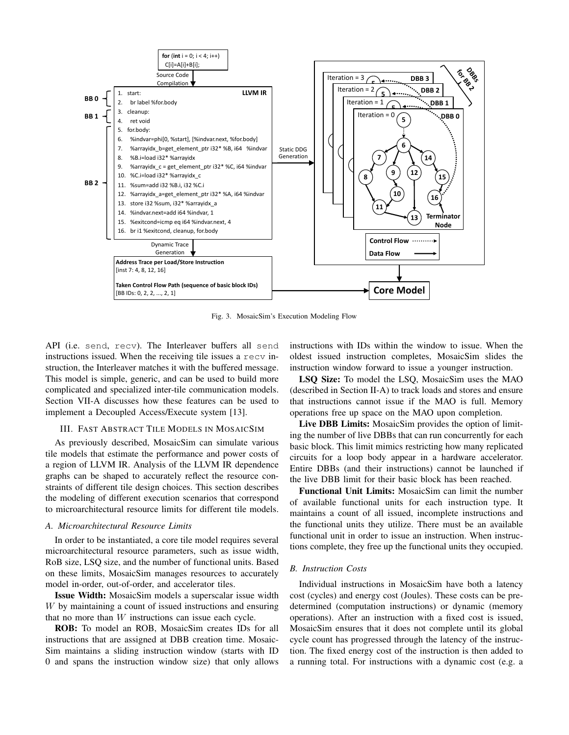Fig. 3. MosaicSim's Execution Modeling Flow

API (i.e. send, recv). The Interleaver buffers all send instructions issued. When the receiving tile issues a recv instruction, the Interleaver matches it with the buffered message. This model is simple, generic, and can be used to build more complicated and specialized inter-tile communication models. Section VII-A discusses how these features can be used to implement a Decoupled Access/Execute system [13].

## III. Fast Abstract Tile Models in MosaicSim

As previously described, MosaicSim can simulate various tile models that estimate the performance and power costs of a region of LLVM IR. Analysis of the LLVM IR dependence graphs can be shaped to accurately reflect the resource constraints of different tile design choices. This section describes the modeling of different execution scenarios that correspond to microarchitectural resource limits for different tile models.

### A. Microarchitectural Resource Limits

In order to be instantiated, a core tile model requires several microarchitectural resource parameters, such as issue width, RoB size, LSQ size, and the number of functional units. Based on these limits, MosaicSim manages resources to accurately model in-order, out-of-order, and accelerator tiles.

**Issue Width:** MosaicSim models a superscalar issue width $W$ by maintaining a count of issued instructions and ensuring that no more than $W$ instructions can issue each cycle.

**ROB:** To model an ROB, MosaicSim creates IDs for all instructions that are assigned at DBB creation time. MosaicSim maintains a sliding instruction window (starts with ID 0 and spans the instruction window size) that only allows instructions with IDs within the window to issue. When the oldest issued instruction completes, MosaicSim slides the instruction window forward to issue a younger instruction.

**LSQ Size:** To model the LSQ, MosaicSim uses the MAO (described in Section II-A) to track loads and stores and ensure that instructions cannot issue if the MAO is full. Memory operations free up space on the MAO upon completion.

**Live DBB Limits:** MosaicSim provides the option of limiting the number of live DBBs that can run concurrently for each basic block. This limit mimics restricting how many replicated circuits for a loop body appear in a hardware accelerator. Entire DBBs (and their instructions) cannot be launched if the live DBB limit for their basic block has been reached.

**Functional Unit Limits:** MosaicSim can limit the number of available functional units for each instruction type. It maintains a count of all issued, incomplete instructions and the functional units they utilize. There must be an available functional unit in order to issue an instruction. When instructions complete, they free up the functional units they occupied.

### B. Instruction Costs

Individual instructions in MosaicSim have both a latency cost (cycles) and energy cost (Joules). These costs can be predetermined (computation instructions) or dynamic (memory operations). After an instruction with a fixed cost is issued, MosaicSim ensures that it does not complete until its global cycle count has progressed through the latency of the instruction. The fixed energy cost of the instruction is then added to a running total. For instructions with a dynamic cost (e.g. a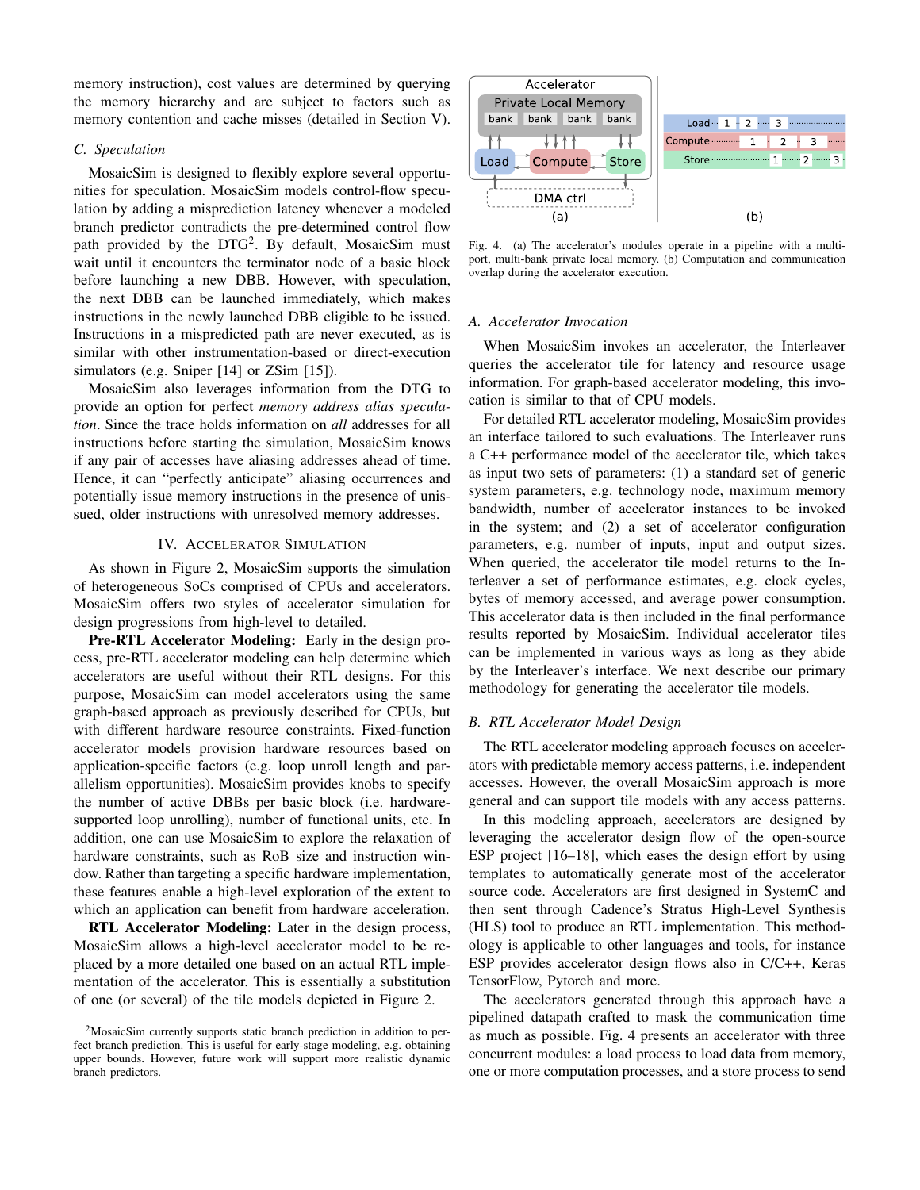memory instruction), cost values are determined by querying the memory hierarchy and are subject to factors such as memory contention and cache misses (detailed in Section V).

### C. Speculation

MosaicSim is designed to flexibly explore several opportunities for speculation. MosaicSim models control-flow speculation by adding a misprediction latency whenever a modeled branch predictor contradicts the pre-determined control flow path provided by the DTG[2]. By default, MosaicSim must wait until it encounters the terminator node of a basic block before launching a new DBB. However, with speculation, the next DBB can be launched immediately, which makes instructions in the newly launched DBB eligible to be issued. Instructions in a mispredicted path are never executed, as is similar with other instrumentation-based or direct-execution simulators (e.g. Sniper [14] or ZSim [15]).

MosaicSim also leverages information from the DTG to provide an option for perfect *memory address alias speculation*. Since the trace holds information on *all* addresses for all instructions before starting the simulation, MosaicSim knows if any pair of accesses have aliasing addresses ahead of time. Hence, it can "perfectly anticipate" aliasing occurrences and potentially issue memory instructions in the presence of unissued, older instructions with unresolved memory addresses.

## IV. Accelerator Simulation

As shown in Figure 2, MosaicSim supports the simulation of heterogeneous SoCs comprised of CPUs and accelerators. MosaicSim offers two styles of accelerator simulation for design progressions from high-level to detailed.

**Pre-RTL Accelerator Modeling:** Early in the design process, pre-RTL accelerator modeling can help determine which accelerators are useful without their RTL designs. For this purpose, MosaicSim can model accelerators using the same graph-based approach as previously described for CPUs, but with different hardware resource constraints. Fixed-function accelerator models provision hardware resources based on application-specific factors (e.g. loop unroll length and parallelism opportunities). MosaicSim provides knobs to specify the number of active DBBs per basic block (i.e. hardware-supported loop unrolling), number of functional units, etc. In addition, one can use MosaicSim to explore the relaxation of hardware constraints, such as RoB size and instruction window. Rather than targeting a specific hardware implementation, these features enable a high-level exploration of the extent to which an application can benefit from hardware acceleration.

**RTL Accelerator Modeling:** Later in the design process, MosaicSim allows a high-level accelerator model to be replaced by a more detailed one based on an actual RTL implementation of the accelerator. This is essentially a substitution of one (or several) of the tile models depicted in Figure 2.

[2]MosaicSim currently supports static branch prediction in addition to perfect branch prediction. This is useful for early-stage modeling, e.g. obtaining upper bounds. However, future work will support more realistic dynamic branch predictors.

Fig. 4. (a) The accelerator's modules operate in a pipeline with a multi-port, multi-bank private local memory. (b) Computation and communication overlap during the accelerator execution.

### A. Accelerator Invocation

When MosaicSim invokes an accelerator, the Interleaver queries the accelerator tile for latency and resource usage information. For graph-based accelerator modeling, this invocation is similar to that of CPU models.

For detailed RTL accelerator modeling, MosaicSim provides an interface tailored to such evaluations. The Interleaver runs a C++ performance model of the accelerator tile, which takes as input two sets of parameters: (1) a standard set of generic system parameters, e.g. technology node, maximum memory bandwidth, number of accelerator instances to be invoked in the system; and (2) a set of accelerator configuration parameters, e.g. number of inputs, input and output sizes. When queried, the accelerator tile model returns to the Interleaver a set of performance estimates, e.g. clock cycles, bytes of memory accessed, and average power consumption. This accelerator data is then included in the final performance results reported by MosaicSim. Individual accelerator tiles can be implemented in various ways as long as they abide by the Interleaver's interface. We next describe our primary methodology for generating the accelerator tile models.

### B. RTL Accelerator Model Design

The RTL accelerator modeling approach focuses on accelerators with predictable memory access patterns, i.e. independent accesses. However, the overall MosaicSim approach is more general and can support tile models with any access patterns.

In this modeling approach, accelerators are designed by leveraging the accelerator design flow of the open-source ESP project [16–18], which eases the design effort by using templates to automatically generate most of the accelerator source code. Accelerators are first designed in SystemC and then sent through Cadence's Stratus High-Level Synthesis (HLS) tool to produce an RTL implementation. This methodology is applicable to other languages and tools, for instance ESP provides accelerator design flows also in C/C++, Keras TensorFlow, Pytorch and more.

The accelerators generated through this approach have a pipelined datapath crafted to mask the communication time as much as possible. Fig. 4 presents an accelerator with three concurrent modules: a load process to load data from memory, one or more computation processes, and a store process to send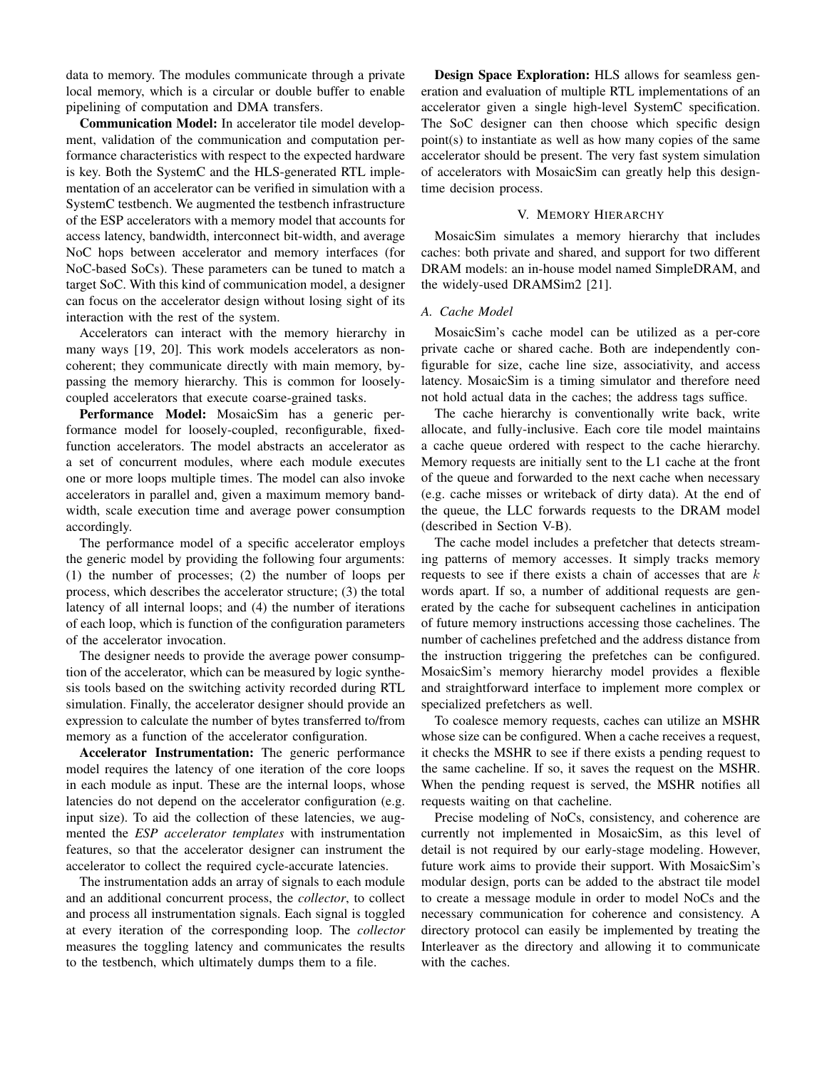data to memory. The modules communicate through a private local memory, which is a circular or double buffer to enable pipelining of computation and DMA transfers.

**Communication Model:** In accelerator tile model development, validation of the communication and computation performance characteristics with respect to the expected hardware is key. Both the SystemC and the HLS-generated RTL implementation of an accelerator can be verified in simulation with a SystemC testbench. We augmented the testbench infrastructure of the ESP accelerators with a memory model that accounts for access latency, bandwidth, interconnect bit-width, and average NoC hops between accelerator and memory interfaces (for NoC-based SoCs). These parameters can be tuned to match a target SoC. With this kind of communication model, a designer can focus on the accelerator design without losing sight of its interaction with the rest of the system.

Accelerators can interact with the memory hierarchy in many ways [19, 20]. This work models accelerators as non-coherent; they communicate directly with main memory, bypassing the memory hierarchy. This is common for loosely-coupled accelerators that execute coarse-grained tasks.

**Performance Model:** MosaicSim has a generic performance model for loosely-coupled, reconfigurable, fixed-function accelerators. The model abstracts an accelerator as a set of concurrent modules, where each module executes one or more loops multiple times. The model can also invoke accelerators in parallel and, given a maximum memory bandwidth, scale execution time and average power consumption accordingly.

The performance model of a specific accelerator employs the generic model by providing the following four arguments: (1) the number of processes; (2) the number of loops per process, which describes the accelerator structure; (3) the total latency of all internal loops; and (4) the number of iterations of each loop, which is function of the configuration parameters of the accelerator invocation.

The designer needs to provide the average power consumption of the accelerator, which can be measured by logic synthesis tools based on the switching activity recorded during RTL simulation. Finally, the accelerator designer should provide an expression to calculate the number of bytes transferred to/from memory as a function of the accelerator configuration.

**Accelerator Instrumentation:** The generic performance model requires the latency of one iteration of the core loops in each module as input. These are the internal loops, whose latencies do not depend on the accelerator configuration (e.g. input size). To aid the collection of these latencies, we augmented the *ESP accelerator templates* with instrumentation features, so that the accelerator designer can instrument the accelerator to collect the required cycle-accurate latencies.

The instrumentation adds an array of signals to each module and an additional concurrent process, the *collector*, to collect and process all instrumentation signals. Each signal is toggled at every iteration of the corresponding loop. The *collector* measures the toggling latency and communicates the results to the testbench, which ultimately dumps them to a file.

**Design Space Exploration:** HLS allows for seamless generation and evaluation of multiple RTL implementations of an accelerator given a single high-level SystemC specification. The SoC designer can then choose which specific design point(s) to instantiate as well as how many copies of the same accelerator should be present. The very fast system simulation of accelerators with MosaicSim can greatly help this design-time decision process.

## V. Memory Hierarchy

MosaicSim simulates a memory hierarchy that includes caches: both private and shared, and support for two different DRAM models: an in-house model named SimpleDRAM, and the widely-used DRAMSim2 [21].

### A. Cache Model

MosaicSim's cache model can be utilized as a per-core private cache or shared cache. Both are independently configurable for size, cache line size, associativity, and access latency. MosaicSim is a timing simulator and therefore need not hold actual data in the caches; the address tags suffice.

The cache hierarchy is conventionally write back, write allocate, and fully-inclusive. Each core tile model maintains a cache queue ordered with respect to the cache hierarchy. Memory requests are initially sent to the L1 cache at the front of the queue and forwarded to the next cache when necessary (e.g. cache misses or writeback of dirty data). At the end of the queue, the LLC forwards requests to the DRAM model (described in Section V-B).

The cache model includes a prefetcher that detects streaming patterns of memory accesses. It simply tracks memory requests to see if there exists a chain of accesses that are $k$ words apart. If so, a number of additional requests are generated by the cache for subsequent cachelines in anticipation of future memory instructions accessing those cachelines. The number of cachelines prefetched and the address distance from the instruction triggering the prefetches can be configured. MosaicSim's memory hierarchy model provides a flexible and straightforward interface to implement more complex or specialized prefetchers as well.

To coalesce memory requests, caches can utilize an MSHR whose size can be configured. When a cache receives a request, it checks the MSHR to see if there exists a pending request to the same cacheline. If so, it saves the request on the MSHR. When the pending request is served, the MSHR notifies all requests waiting on that cacheline.

Precise modeling of NoCs, consistency, and coherence are currently not implemented in MosaicSim, as this level of detail is not required by our early-stage modeling. However, future work aims to provide their support. With MosaicSim's modular design, ports can be added to the abstract tile model to create a message module in order to model NoCs and the necessary communication for coherence and consistency. A directory protocol can easily be implemented by treating the Interleaver as the directory and allowing it to communicate with the caches.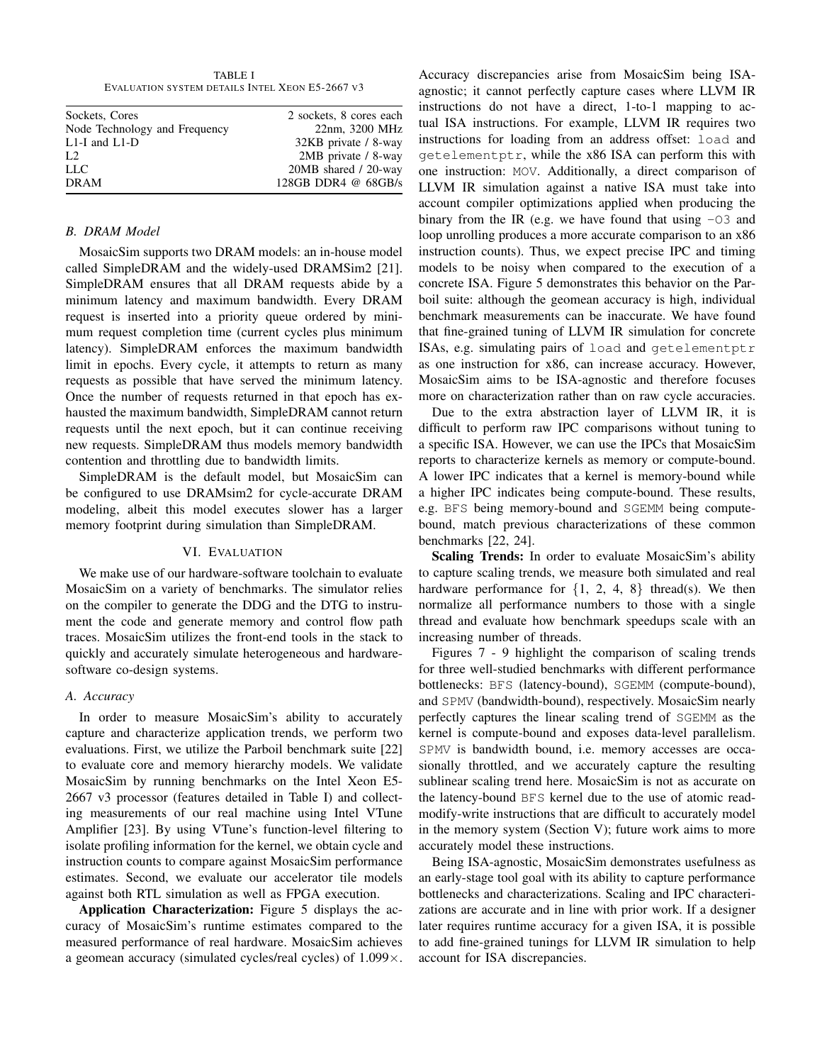TABLE I
EVALUATION SYSTEM DETAILS INTEL XEON E5-2667 V3

| | |
|---|---|
| Sockets, Cores | 2 sockets, 8 cores each |
| Node Technology and Frequency | 22nm, 3200 MHz |
| L1-I and L1-D | 32KB private / 8-way |
| L2 | 2MB private / 8-way |
| LLC | 20MB shared / 20-way |
| DRAM | 128GB DDR4 @ 68GB/s |

### B. DRAM Model

MosaicSim supports two DRAM models: an in-house model called SimpleDRAM and the widely-used DRAMSim2 [21]. SimpleDRAM ensures that all DRAM requests abide by a minimum latency and maximum bandwidth. Every DRAM request is inserted into a priority queue ordered by minimum request completion time (current cycles plus minimum latency). SimpleDRAM enforces the maximum bandwidth limit in epochs. Every cycle, it attempts to return as many requests as possible that have served the minimum latency. Once the number of requests returned in that epoch has exhausted the maximum bandwidth, SimpleDRAM cannot return requests until the next epoch, but it can continue receiving new requests. SimpleDRAM thus models memory bandwidth contention and throttling due to bandwidth limits.

SimpleDRAM is the default model, but MosaicSim can be configured to use DRAMsim2 for cycle-accurate DRAM modeling, albeit this model executes slower has a larger memory footprint during simulation than SimpleDRAM.

## VI. EVALUATION

We make use of our hardware-software toolchain to evaluate MosaicSim on a variety of benchmarks. The simulator relies on the compiler to generate the DDG and the DTG to instrument the code and generate memory and control flow path traces. MosaicSim utilizes the front-end tools in the stack to quickly and accurately simulate heterogeneous and hardware-software co-design systems.

### A. Accuracy

In order to measure MosaicSim's ability to accurately capture and characterize application trends, we perform two evaluations. First, we utilize the Parboil benchmark suite [22] to evaluate core and memory hierarchy models. We validate MosaicSim by running benchmarks on the Intel Xeon E5-2667 v3 processor (features detailed in Table I) and collecting measurements of our real machine using Intel VTune Amplifier [23]. By using VTune's function-level filtering to isolate profiling information for the kernel, we obtain cycle and instruction counts to compare against MosaicSim performance estimates. Second, we evaluate our accelerator tile models against both RTL simulation as well as FPGA execution.

**Application Characterization:** Figure 5 displays the accuracy of MosaicSim's runtime estimates compared to the measured performance of real hardware. MosaicSim achieves a geomean accuracy (simulated cycles/real cycles) of 1.099×. Accuracy discrepancies arise from MosaicSim being ISA-agnostic; it cannot perfectly capture cases where LLVM IR instructions do not have a direct, 1-to-1 mapping to actual ISA instructions. For example, LLVM IR requires two instructions for loading from an address offset: `load` and `getelementptr`, while the x86 ISA can perform this with one instruction: `MOV`. Additionally, a direct comparison of LLVM IR simulation against a native ISA must take into account compiler optimizations applied when producing the binary from the IR (e.g. we have found that using `-O3` and loop unrolling produces a more accurate comparison to an x86 instruction counts). Thus, we expect precise IPC and timing models to be noisy when compared to the execution of a concrete ISA. Figure 5 demonstrates this behavior on the Parboil suite: although the geomean accuracy is high, individual benchmark measurements can be inaccurate. We have found that fine-grained tuning of LLVM IR simulation for concrete ISAs, e.g. simulating pairs of `load` and `getelementptr` as one instruction for x86, can increase accuracy. However, MosaicSim aims to be ISA-agnostic and therefore focuses more on characterization rather than on raw cycle accuracies.

Due to the extra abstraction layer of LLVM IR, it is difficult to perform raw IPC comparisons without tuning to a specific ISA. However, we can use the IPCs that MosaicSim reports to characterize kernels as memory or compute-bound. A lower IPC indicates that a kernel is memory-bound while a higher IPC indicates being compute-bound. These results, e.g. `BFS` being memory-bound and `SGEMM` being compute-bound, match previous characterizations of these common benchmarks [22, 24].

**Scaling Trends:** In order to evaluate MosaicSim's ability to capture scaling trends, we measure both simulated and real hardware performance for {1, 2, 4, 8} thread(s). We then normalize all performance numbers to those with a single thread and evaluate how benchmark speedups scale with an increasing number of threads.

Figures 7 - 9 highlight the comparison of scaling trends for three well-studied benchmarks with different performance bottlenecks: `BFS` (latency-bound), `SGEMM` (compute-bound), and `SPMV` (bandwidth-bound), respectively. MosaicSim nearly perfectly captures the linear scaling trend of `SGEMM` as the kernel is compute-bound and exposes data-level parallelism. `SPMV` is bandwidth bound, i.e. memory accesses are occasionally throttled, and we accurately capture the resulting sublinear scaling trend here. MosaicSim is not as accurate on the latency-bound `BFS` kernel due to the use of atomic read-modify-write instructions that are difficult to accurately model in the memory system (Section V); future work aims to more accurately model these instructions.

Being ISA-agnostic, MosaicSim demonstrates usefulness as an early-stage tool goal with its ability to capture performance bottlenecks and characterizations. Scaling and IPC characterizations are accurate and in line with prior work. If a designer later requires runtime accuracy for a given ISA, it is possible to add fine-grained tunings for LLVM IR simulation to help account for ISA discrepancies.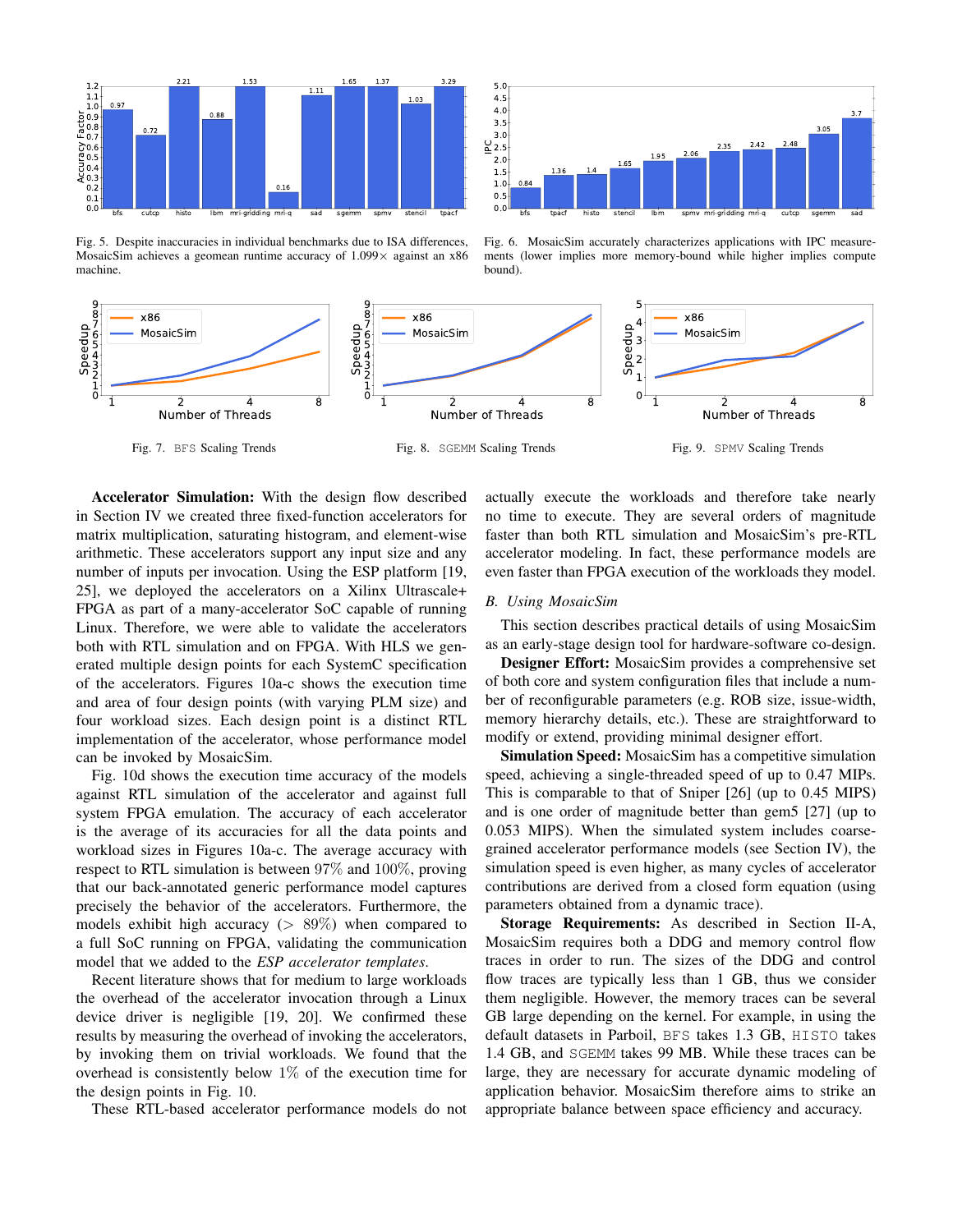Fig. 5. Despite inaccuracies in individual benchmarks due to ISA differences, MosaicSim achieves a geomean runtime accuracy of 1.099× against an x86 machine.

Fig. 6. MosaicSim accurately characterizes applications with IPC measurements (lower implies more memory-bound while higher implies compute bound).

Fig. 7. BFS Scaling Trends

Fig. 8. SGEMM Scaling Trends

Fig. 9. SPMV Scaling Trends

**Accelerator Simulation:** With the design flow described in Section IV we created three fixed-function accelerators for matrix multiplication, saturating histogram, and element-wise arithmetic. These accelerators support any input size and any number of inputs per invocation. Using the ESP platform [19, 25], we deployed the accelerators on a Xilinx Ultrascale+ FPGA as part of a many-accelerator SoC capable of running Linux. Therefore, we were able to validate the accelerators both with RTL simulation and on FPGA. With HLS we generated multiple design points for each SystemC specification of the accelerators. Figures 10a-c shows the execution time and area of four design points (with varying PLM size) and four workload sizes. Each design point is a distinct RTL implementation of the accelerator, whose performance model can be invoked by MosaicSim.

Fig. 10d shows the execution time accuracy of the models against RTL simulation of the accelerator and against full system FPGA emulation. The accuracy of each accelerator is the average of its accuracies for all the data points and workload sizes in Figures 10a-c. The average accuracy with respect to RTL simulation is between 97% and 100%, proving that our back-annotated generic performance model captures precisely the behavior of the accelerators. Furthermore, the models exhibit high accuracy (> 89%) when compared to a full SoC running on FPGA, validating the communication model that we added to the *ESP accelerator templates*.

Recent literature shows that for medium to large workloads the overhead of the accelerator invocation through a Linux device driver is negligible [19, 20]. We confirmed these results by measuring the overhead of invoking the accelerators, by invoking them on trivial workloads. We found that the overhead is consistently below 1% of the execution time for the design points in Fig. 10.

These RTL-based accelerator performance models do not actually execute the workloads and therefore take nearly no time to execute. They are several orders of magnitude faster than both RTL simulation and MosaicSim's pre-RTL accelerator modeling. In fact, these performance models are even faster than FPGA execution of the workloads they model.

### B. Using MosaicSim

This section describes practical details of using MosaicSim as an early-stage design tool for hardware-software co-design.

**Designer Effort:** MosaicSim provides a comprehensive set of both core and system configuration files that include a number of reconfigurable parameters (e.g. ROB size, issue-width, memory hierarchy details, etc.). These are straightforward to modify or extend, providing minimal designer effort.

**Simulation Speed:** MosaicSim has a competitive simulation speed, achieving a single-threaded speed of up to 0.47 MIPs. This is comparable to that of Sniper [26] (up to 0.45 MIPS) and is one order of magnitude better than gem5 [27] (up to 0.053 MIPS). When the simulated system includes coarse-grained accelerator performance models (see Section IV), the simulation speed is even higher, as many cycles of accelerator contributions are derived from a closed form equation (using parameters obtained from a dynamic trace).

**Storage Requirements:** As described in Section II-A, MosaicSim requires both a DDG and memory control flow traces in order to run. The sizes of the DDG and control flow traces are typically less than 1 GB, thus we consider them negligible. However, the memory traces can be several GB large depending on the kernel. For example, in using the default datasets in Parboil, BFS takes 1.3 GB, HISTO takes 1.4 GB, and SGEMM takes 99 MB. While these traces can be large, they are necessary for accurate dynamic modeling of application behavior. MosaicSim therefore aims to strike an appropriate balance between space efficiency and accuracy.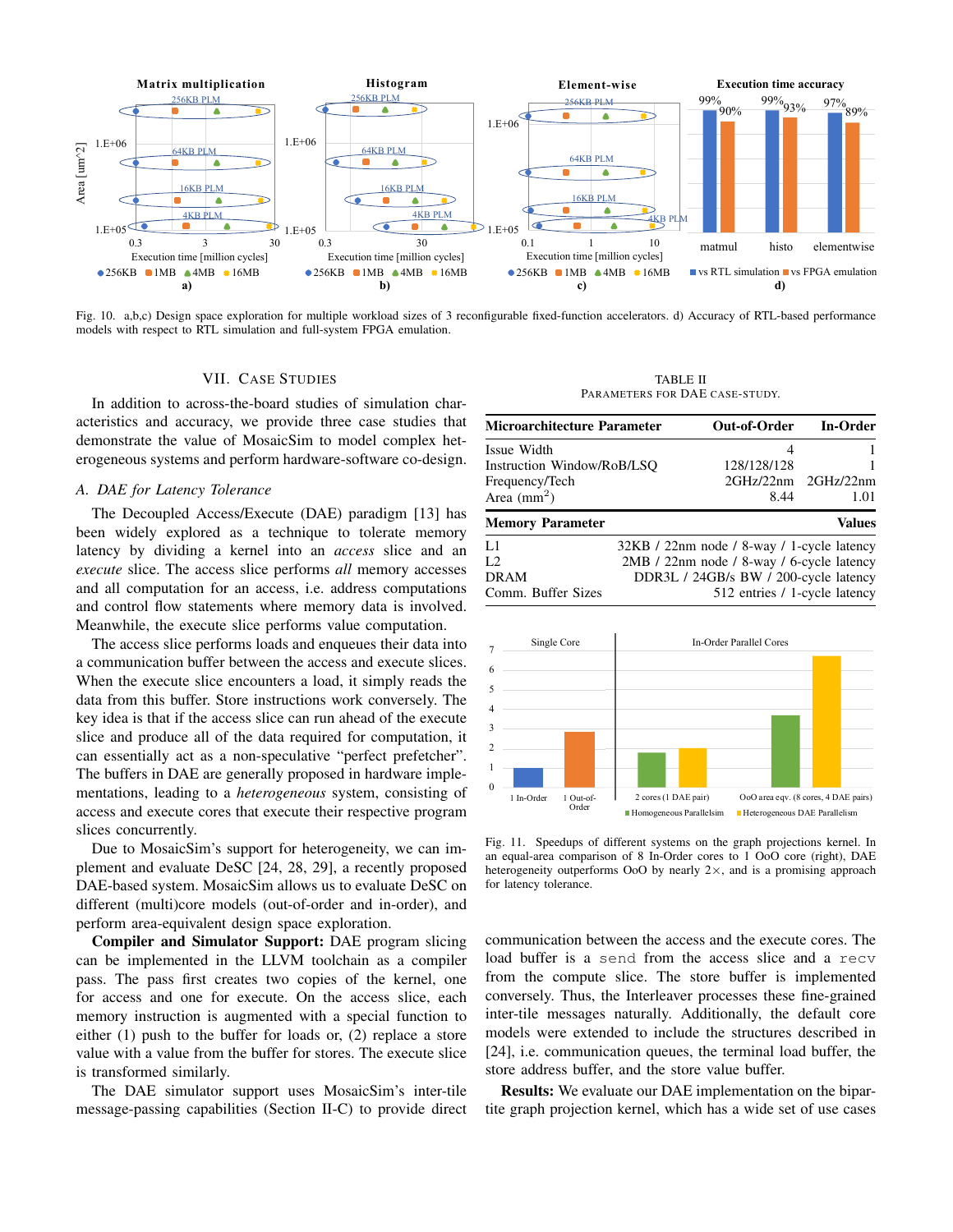Fig. 10. a,b,c) Design space exploration for multiple workload sizes of 3 reconfigurable fixed-function accelerators. d) Accuracy of RTL-based performance models with respect to RTL simulation and full-system FPGA emulation.

## VII. Case Studies

In addition to across-the-board studies of simulation characteristics and accuracy, we provide three case studies that demonstrate the value of MosaicSim to model complex heterogeneous systems and perform hardware-software co-design.

### A. DAE for Latency Tolerance

The Decoupled Access/Execute (DAE) paradigm [13] has been widely explored as a technique to tolerate memory latency by dividing a kernel into an *access* slice and an *execute* slice. The access slice performs *all* memory accesses and all computation for an access, i.e. address computations and control flow statements where memory data is involved. Meanwhile, the execute slice performs value computation.

The access slice performs loads and enqueues their data into a communication buffer between the access and execute slices. When the execute slice encounters a load, it simply reads the data from this buffer. Store instructions work conversely. The key idea is that if the access slice can run ahead of the execute slice and produce all of the data required for computation, it can essentially act as a non-speculative "perfect prefetcher". The buffers in DAE are generally proposed in hardware implementations, leading to a *heterogeneous* system, consisting of access and execute cores that execute their respective program slices concurrently.

Due to MosaicSim's support for heterogeneity, we can implement and evaluate DeSC [24, 28, 29], a recently proposed DAE-based system. MosaicSim allows us to evaluate DeSC on different (multi)core models (out-of-order and in-order), and perform area-equivalent design space exploration.

**Compiler and Simulator Support:** DAE program slicing can be implemented in the LLVM toolchain as a compiler pass. The pass first creates two copies of the kernel, one for access and one for execute. On the access slice, each memory instruction is augmented with a special function to either (1) push to the buffer for loads or, (2) replace a store value with a value from the buffer for stores. The execute slice is transformed similarly.

The DAE simulator support uses MosaicSim's inter-tile message-passing capabilities (Section II-C) to provide direct communication between the access and the execute cores. The load buffer is a `send` from the access slice and a `recv` from the compute slice. The store buffer is implemented conversely. Thus, the Interleaver processes these fine-grained inter-tile messages naturally. Additionally, the default core models were extended to include the structures described in [24], i.e. communication queues, the terminal load buffer, the store address buffer, and the store value buffer.

**Results:** We evaluate our DAE implementation on the bipartite graph projection kernel, which has a wide set of use cases

TABLE II
Parameters for DAE case-study.

| Microarchitecture Parameter | Out-of-Order | In-Order |
|---|---|---|
| Issue Width | 4 | 1 |
| Instruction Window/RoB/LSQ | 128/128/128 | 1 |
| Frequency/Tech | 2GHz/22nm | 2GHz/22nm |
| Area (mm$^2$) | 8.44 | 1.01 |
| **Memory Parameter** | | **Values** |
| L1 | | 32KB / 22nm node / 8-way / 1-cycle latency |
| L2 | | 2MB / 22nm node / 8-way / 6-cycle latency |
| DRAM | | DDR3L / 24GB/s BW / 200-cycle latency |
| Comm. Buffer Sizes | | 512 entries / 1-cycle latency |

Fig. 11. Speedups of different systems on the graph projections kernel. In an equal-area comparison of 8 In-Order cores to 1 OoO core (right), DAE heterogeneity outperforms OoO by nearly 2×, and is a promising approach for latency tolerance.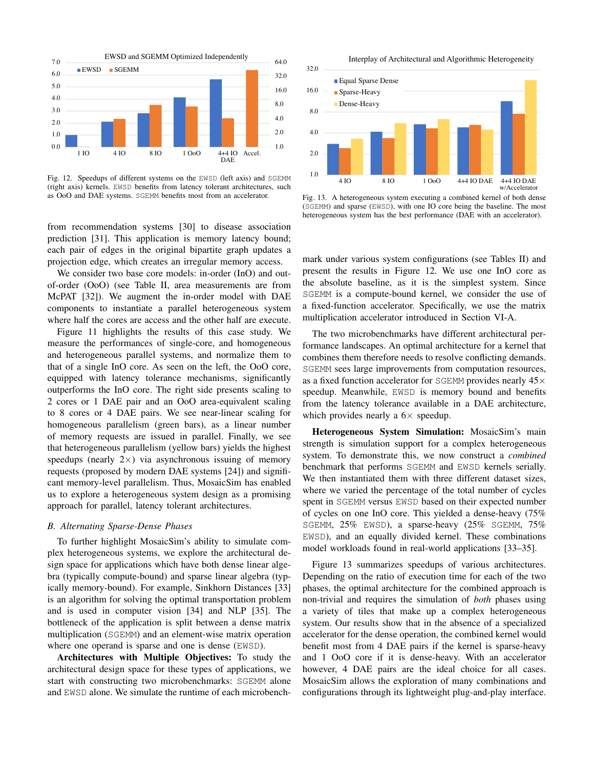Fig. 12. Speedups of different systems on the EWSD (left axis) and SGEMM (right axis) kernels. EWSD benefits from latency tolerant architectures, such as OoO and DAE systems. SGEMM benefits most from an accelerator.

Fig. 13. A heterogeneous system executing a combined kernel of both dense (SGEMM) and sparse (EWSD), with one IO core being the baseline. The most heterogeneous system has the best performance (DAE with an accelerator).

from recommendation systems [30] to disease association prediction [31]. This application is memory latency bound; each pair of edges in the original bipartite graph updates a projection edge, which creates an irregular memory access.

We consider two base core models: in-order (InO) and out-of-order (OoO) (see Table II, area measurements are from McPAT [32]). We augment the in-order model with DAE components to instantiate a parallel heterogeneous system where half the cores are access and the other half are execute.

Figure 11 highlights the results of this case study. We measure the performances of single-core, and homogeneous and heterogeneous parallel systems, and normalize them to that of a single InO core. As seen on the left, the OoO core, equipped with latency tolerance mechanisms, significantly outperforms the InO core. The right side presents scaling to 2 cores or 1 DAE pair and an OoO area-equivalent scaling to 8 cores or 4 DAE pairs. We see near-linear scaling for homogeneous parallelism (green bars), as a linear number of memory requests are issued in parallel. Finally, we see that heterogeneous parallelism (yellow bars) yields the highest speedups (nearly 2×) via asynchronous issuing of memory requests (proposed by modern DAE systems [24]) and significant memory-level parallelism. Thus, MosaicSim has enabled us to explore a heterogeneous system design as a promising approach for parallel, latency tolerant architectures.

### *B. Alternating Sparse-Dense Phases*

To further highlight MosaicSim's ability to simulate complex heterogeneous systems, we explore the architectural design space for applications which have both dense linear algebra (typically compute-bound) and sparse linear algebra (typically memory-bound). For example, Sinkhorn Distances [33] is an algorithm for solving the optimal transportation problem and is used in computer vision [34] and NLP [35]. The bottleneck of the application is split between a dense matrix multiplication (SGEMM) and an element-wise matrix operation where one operand is sparse and one is dense (EWSD).

**Architectures with Multiple Objectives:** To study the architectural design space for these types of applications, we start with constructing two microbenchmarks: SGEMM alone and EWSD alone. We simulate the runtime of each microbenchmark under various system configurations (see Tables II) and present the results in Figure 12. We use one InO core as the absolute baseline, as it is the simplest system. Since SGEMM is a compute-bound kernel, we consider the use of a fixed-function accelerator. Specifically, we use the matrix multiplication accelerator introduced in Section VI-A.

The two microbenchmarks have different architectural performance landscapes. An optimal architecture for a kernel that combines them therefore needs to resolve conflicting demands. SGEMM sees large improvements from computation resources, as a fixed function accelerator for SGEMM provides nearly 45× speedup. Meanwhile, EWSD is memory bound and benefits from the latency tolerance available in a DAE architecture, which provides nearly a 6× speedup.

**Heterogeneous System Simulation:** MosaicSim's main strength is simulation support for a complex heterogeneous system. To demonstrate this, we now construct a *combined* benchmark that performs SGEMM and EWSD kernels serially. We then instantiated them with three different dataset sizes, where we varied the percentage of the total number of cycles spent in SGEMM versus EWSD based on their expected number of cycles on one InO core. This yielded a dense-heavy (75% SGEMM, 25% EWSD), a sparse-heavy (25% SGEMM, 75% EWSD), and an equally divided kernel. These combinations model workloads found in real-world applications [33–35].

Figure 13 summarizes speedups of various architectures. Depending on the ratio of execution time for each of the two phases, the optimal architecture for the combined approach is non-trivial and requires the simulation of *both* phases using a variety of tiles that make up a complex heterogeneous system. Our results show that in the absence of a specialized accelerator for the dense operation, the combined kernel would benefit most from 4 DAE pairs if the kernel is sparse-heavy and 1 OoO core if it is dense-heavy. With an accelerator however, 4 DAE pairs are the ideal choice for all cases. MosaicSim allows the exploration of many combinations and configurations through its lightweight plug-and-play interface.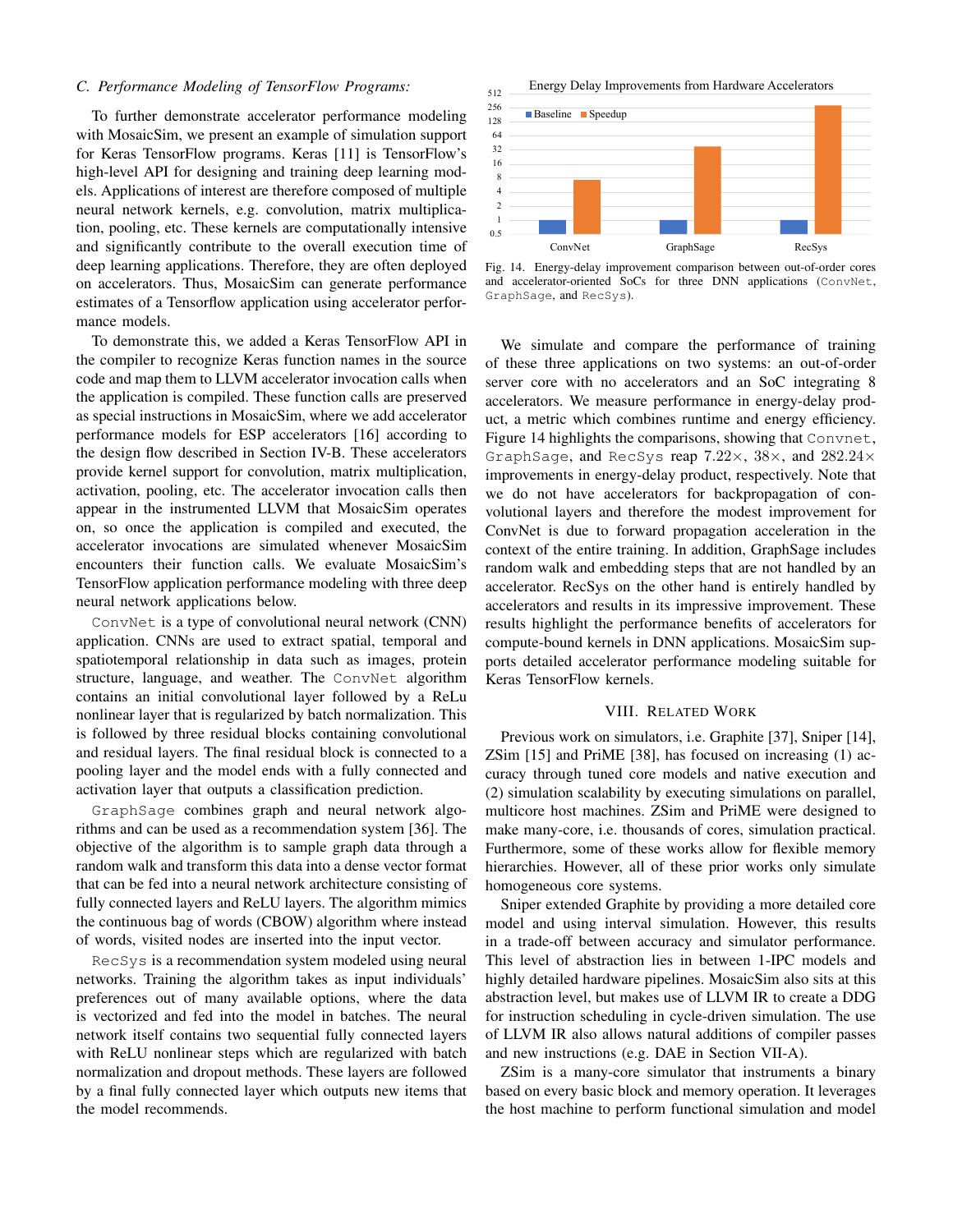### C. Performance Modeling of TensorFlow Programs:

To further demonstrate accelerator performance modeling with MosaicSim, we present an example of simulation support for Keras TensorFlow programs. Keras [11] is TensorFlow's high-level API for designing and training deep learning models. Applications of interest are therefore composed of multiple neural network kernels, e.g. convolution, matrix multiplication, pooling, etc. These kernels are computationally intensive and significantly contribute to the overall execution time of deep learning applications. Therefore, they are often deployed on accelerators. Thus, MosaicSim can generate performance estimates of a Tensorflow application using accelerator performance models.

To demonstrate this, we added a Keras TensorFlow API in the compiler to recognize Keras function names in the source code and map them to LLVM accelerator invocation calls when the application is compiled. These function calls are preserved as special instructions in MosaicSim, where we add accelerator performance models for ESP accelerators [16] according to the design flow described in Section IV-B. These accelerators provide kernel support for convolution, matrix multiplication, activation, pooling, etc. The accelerator invocation calls then appear in the instrumented LLVM that MosaicSim operates on, so once the application is compiled and executed, the accelerator invocations are simulated whenever MosaicSim encounters their function calls. We evaluate MosaicSim's TensorFlow application performance modeling with three deep neural network applications below.

`ConvNet` is a type of convolutional neural network (CNN) application. CNNs are used to extract spatial, temporal and spatiotemporal relationship in data such as images, protein structure, language, and weather. The `ConvNet` algorithm contains an initial convolutional layer followed by a ReLu nonlinear layer that is regularized by batch normalization. This is followed by three residual blocks containing convolutional and residual layers. The final residual block is connected to a pooling layer and the model ends with a fully connected and activation layer that outputs a classification prediction.

`GraphSage` combines graph and neural network algorithms and can be used as a recommendation system [36]. The objective of the algorithm is to sample graph data through a random walk and transform this data into a dense vector format that can be fed into a neural network architecture consisting of fully connected layers and ReLU layers. The algorithm mimics the continuous bag of words (CBOW) algorithm where instead of words, visited nodes are inserted into the input vector.

`RecSys` is a recommendation system modeled using neural networks. Training the algorithm takes as input individuals' preferences out of many available options, where the data is vectorized and fed into the model in batches. The neural network itself contains two sequential fully connected layers with ReLU nonlinear steps which are regularized with batch normalization and dropout methods. These layers are followed by a final fully connected layer which outputs new items that the model recommends.

Fig. 14. Energy-delay improvement comparison between out-of-order cores and accelerator-oriented SoCs for three DNN applications (`ConvNet`, `GraphSage`, and `RecSys`).

We simulate and compare the performance of training of these three applications on two systems: an out-of-order server core with no accelerators and an SoC integrating 8 accelerators. We measure performance in energy-delay product, a metric which combines runtime and energy efficiency. Figure 14 highlights the comparisons, showing that `Convnet`, `GraphSage`, and `RecSys` reap $7.22\times$, $38\times$, and $282.24\times$ improvements in energy-delay product, respectively. Note that we do not have accelerators for backpropagation of convolutional layers and therefore the modest improvement for ConvNet is due to forward propagation acceleration in the context of the entire training. In addition, GraphSage includes random walk and embedding steps that are not handled by an accelerator. RecSys on the other hand is entirely handled by accelerators and results in its impressive improvement. These results highlight the performance benefits of accelerators for compute-bound kernels in DNN applications. MosaicSim supports detailed accelerator performance modeling suitable for Keras TensorFlow kernels.

## VIII. Related Work

Previous work on simulators, i.e. Graphite [37], Sniper [14], ZSim [15] and PriME [38], has focused on increasing (1) accuracy through tuned core models and native execution and (2) simulation scalability by executing simulations on parallel, multicore host machines. ZSim and PriME were designed to make many-core, i.e. thousands of cores, simulation practical. Furthermore, some of these works allow for flexible memory hierarchies. However, all of these prior works only simulate homogeneous core systems.

Sniper extended Graphite by providing a more detailed core model and using interval simulation. However, this results in a trade-off between accuracy and simulator performance. This level of abstraction lies in between 1-IPC models and highly detailed hardware pipelines. MosaicSim also sits at this abstraction level, but makes use of LLVM IR to create a DDG for instruction scheduling in cycle-driven simulation. The use of LLVM IR also allows natural additions of compiler passes and new instructions (e.g. DAE in Section VII-A).

ZSim is a many-core simulator that instruments a binary based on every basic block and memory operation. It leverages the host machine to perform functional simulation and model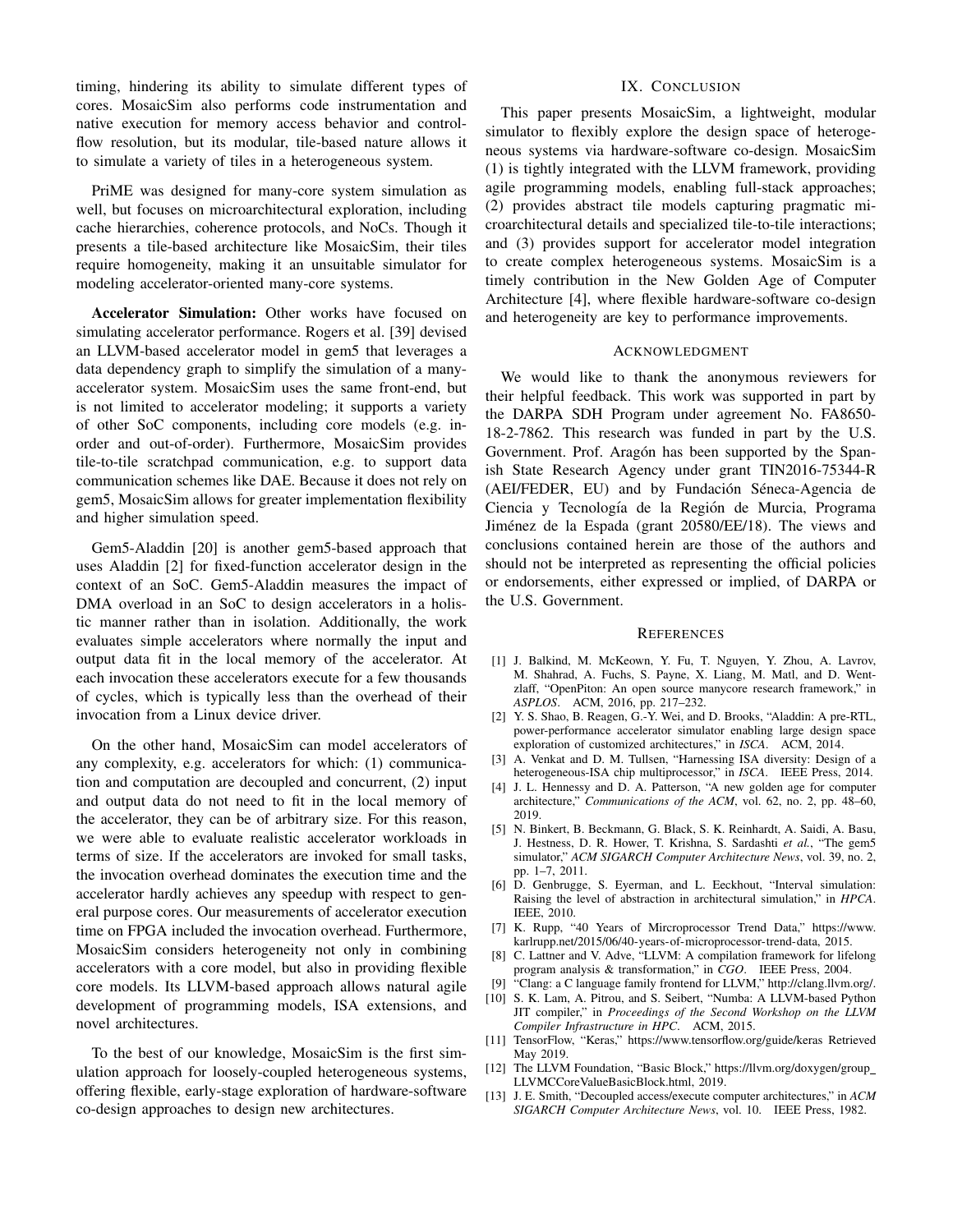timing, hindering its ability to simulate different types of cores. MosaicSim also performs code instrumentation and native execution for memory access behavior and control-flow resolution, but its modular, tile-based nature allows it to simulate a variety of tiles in a heterogeneous system.

PriME was designed for many-core system simulation as well, but focuses on microarchitectural exploration, including cache hierarchies, coherence protocols, and NoCs. Though it presents a tile-based architecture like MosaicSim, their tiles require homogeneity, making it an unsuitable simulator for modeling accelerator-oriented many-core systems.

**Accelerator Simulation:** Other works have focused on simulating accelerator performance. Rogers et al. [39] devised an LLVM-based accelerator model in gem5 that leverages a data dependency graph to simplify the simulation of a many-accelerator system. MosaicSim uses the same front-end, but is not limited to accelerator modeling; it supports a variety of other SoC components, including core models (e.g. in-order and out-of-order). Furthermore, MosaicSim provides tile-to-tile scratchpad communication, e.g. to support data communication schemes like DAE. Because it does not rely on gem5, MosaicSim allows for greater implementation flexibility and higher simulation speed.

Gem5-Aladdin [20] is another gem5-based approach that uses Aladdin [2] for fixed-function accelerator design in the context of an SoC. Gem5-Aladdin measures the impact of DMA overload in an SoC to design accelerators in a holistic manner rather than in isolation. Additionally, the work evaluates simple accelerators where normally the input and output data fit in the local memory of the accelerator. At each invocation these accelerators execute for a few thousands of cycles, which is typically less than the overhead of their invocation from a Linux device driver.

On the other hand, MosaicSim can model accelerators of any complexity, e.g. accelerators for which: (1) communication and computation are decoupled and concurrent, (2) input and output data do not need to fit in the local memory of the accelerator, they can be of arbitrary size. For this reason, we were able to evaluate realistic accelerator workloads in terms of size. If the accelerators are invoked for small tasks, the invocation overhead dominates the execution time and the accelerator hardly achieves any speedup with respect to general purpose cores. Our measurements of accelerator execution time on FPGA included the invocation overhead. Furthermore, MosaicSim considers heterogeneity not only in combining accelerators with a core model, but also in providing flexible core models. Its LLVM-based approach allows natural agile development of programming models, ISA extensions, and novel architectures.

To the best of our knowledge, MosaicSim is the first simulation approach for loosely-coupled heterogeneous systems, offering flexible, early-stage exploration of hardware-software co-design approaches to design new architectures.

## IX. Conclusion

This paper presents MosaicSim, a lightweight, modular simulator to flexibly explore the design space of heterogeneous systems via hardware-software co-design. MosaicSim (1) is tightly integrated with the LLVM framework, providing agile programming models, enabling full-stack approaches; (2) provides abstract tile models capturing pragmatic microarchitectural details and specialized tile-to-tile interactions; and (3) provides support for accelerator model integration to create complex heterogeneous systems. MosaicSim is a timely contribution in the New Golden Age of Computer Architecture [4], where flexible hardware-software co-design and heterogeneity are key to performance improvements.

## Acknowledgment

We would like to thank the anonymous reviewers for their helpful feedback. This work was supported in part by the DARPA SDH Program under agreement No. FA8650-18-2-7862. This research was funded in part by the U.S. Government. Prof. Aragón has been supported by the Spanish State Research Agency under grant TIN2016-75344-R (AEI/FEDER, EU) and by Fundación Séneca-Agencia de Ciencia y Tecnología de la Región de Murcia, Programa Jiménez de la Espada (grant 20580/EE/18). The views and conclusions contained herein are those of the authors and should not be interpreted as representing the official policies or endorsements, either expressed or implied, of DARPA or the U.S. Government.

## References

[1] J. Balkind, M. McKeown, Y. Fu, T. Nguyen, Y. Zhou, A. Lavrov, M. Shahrad, A. Fuchs, S. Payne, X. Liang, M. Matl, and D. Wentzlaff, "OpenPiton: An open source manycore research framework," in *ASPLOS*. ACM, 2016, pp. 217–232.

[2] Y. S. Shao, B. Reagen, G.-Y. Wei, and D. Brooks, "Aladdin: A pre-RTL, power-performance accelerator simulator enabling large design space exploration of customized architectures," in *ISCA*. ACM, 2014.

[3] A. Venkat and D. M. Tullsen, "Harnessing ISA diversity: Design of a heterogeneous-ISA chip multiprocessor," in *ISCA*. IEEE Press, 2014.

[4] J. L. Hennessy and D. A. Patterson, "A new golden age for computer architecture," *Communications of the ACM*, vol. 62, no. 2, pp. 48–60, 2019.

[5] N. Binkert, B. Beckmann, G. Black, S. K. Reinhardt, A. Saidi, A. Basu, J. Hestness, D. R. Hower, T. Krishna, S. Sardashti *et al.*, "The gem5 simulator," *ACM SIGARCH Computer Architecture News*, vol. 39, no. 2, pp. 1–7, 2011.

[6] D. Genbrugge, S. Eyerman, and L. Eeckhout, "Interval simulation: Raising the level of abstraction in architectural simulation," in *HPCA*. IEEE, 2010.

[7] K. Rupp, "40 Years of Mircroprocessor Trend Data," https://www.karlrupp.net/2015/06/40-years-of-microprocessor-trend-data, 2015.

[8] C. Lattner and V. Adve, "LLVM: A compilation framework for lifelong program analysis & transformation," in *CGO*. IEEE Press, 2004.

[9] "Clang: a C language family frontend for LLVM," http://clang.llvm.org/.

[10] S. K. Lam, A. Pitrou, and S. Seibert, "Numba: A LLVM-based Python JIT compiler," in *Proceedings of the Second Workshop on the LLVM Compiler Infrastructure in HPC*. ACM, 2015.

[11] TensorFlow, "Keras," https://www.tensorflow.org/guide/keras Retrieved May 2019.

[12] The LLVM Foundation, "Basic Block," https://llvm.org/doxygen/group_LLVMCCoreValueBasicBlock.html, 2019.

[13] J. E. Smith, "Decoupled access/execute computer architectures," in *ACM SIGARCH Computer Architecture News*, vol. 10. IEEE Press, 1982.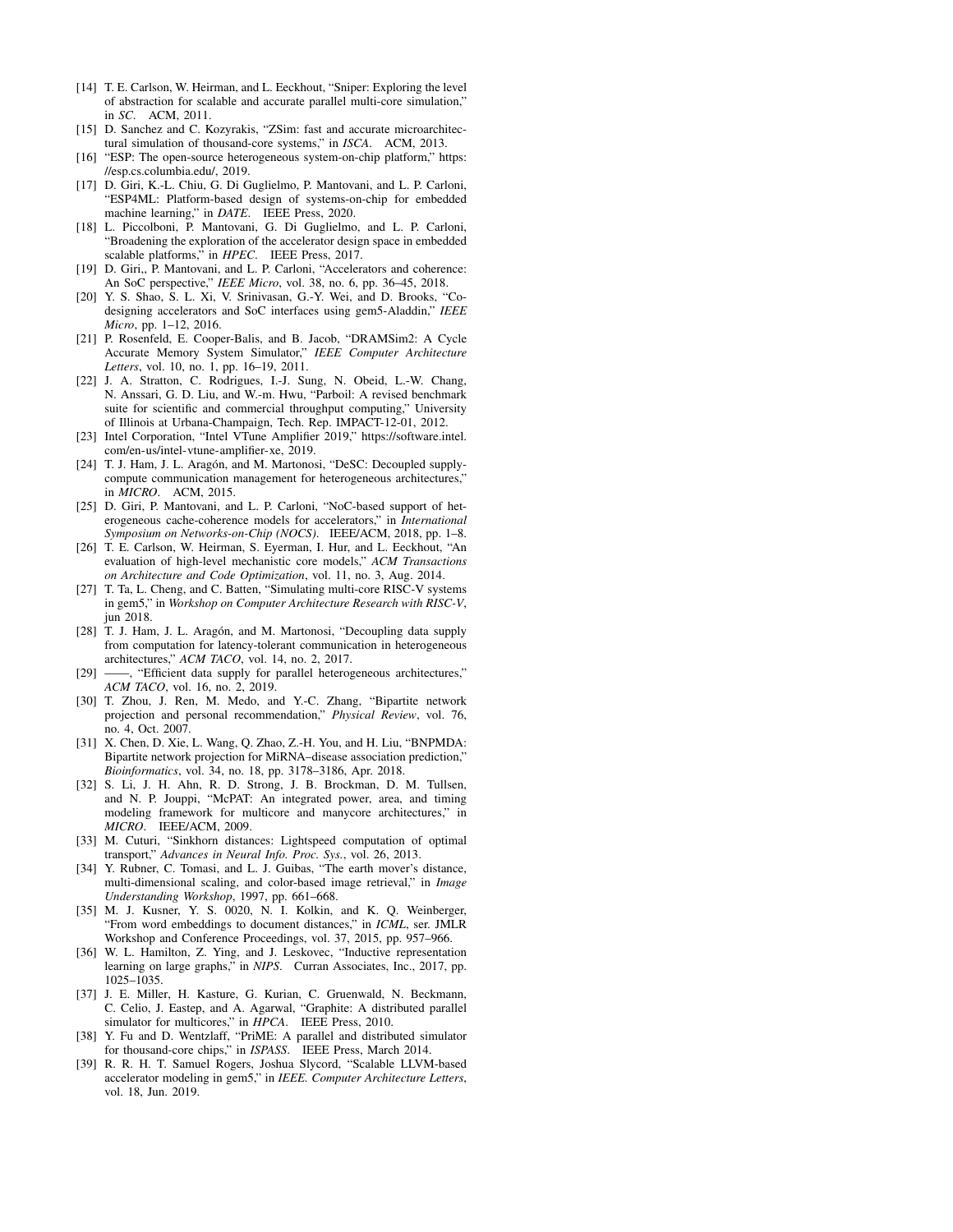[14] T. E. Carlson, W. Heirman, and L. Eeckhout, "Sniper: Exploring the level of abstraction for scalable and accurate parallel multi-core simulation," in *SC*. ACM, 2011.

[15] D. Sanchez and C. Kozyrakis, "ZSim: fast and accurate microarchitectural simulation of thousand-core systems," in *ISCA*. ACM, 2013.

[16] "ESP: The open-source heterogeneous system-on-chip platform," https://esp.cs.columbia.edu/, 2019.

[17] D. Giri, K.-L. Chiu, G. Di Guglielmo, P. Mantovani, and L. P. Carloni, "ESP4ML: Platform-based design of systems-on-chip for embedded machine learning," in *DATE*. IEEE Press, 2020.

[18] L. Piccolboni, P. Mantovani, G. Di Guglielmo, and L. P. Carloni, "Broadening the exploration of the accelerator design space in embedded scalable platforms," in *HPEC*. IEEE Press, 2017.

[19] D. Giri,, P. Mantovani, and L. P. Carloni, "Accelerators and coherence: An SoC perspective," *IEEE Micro*, vol. 38, no. 6, pp. 36–45, 2018.

[20] Y. S. Shao, S. L. Xi, V. Srinivasan, G.-Y. Wei, and D. Brooks, "Co-designing accelerators and SoC interfaces using gem5-Aladdin," *IEEE Micro*, pp. 1–12, 2016.

[21] P. Rosenfeld, E. Cooper-Balis, and B. Jacob, "DRAMSim2: A Cycle Accurate Memory System Simulator," *IEEE Computer Architecture Letters*, vol. 10, no. 1, pp. 16–19, 2011.

[22] J. A. Stratton, C. Rodrigues, I.-J. Sung, N. Obeid, L.-W. Chang, N. Anssari, G. D. Liu, and W.-m. Hwu, "Parboil: A revised benchmark suite for scientific and commercial throughput computing," University of Illinois at Urbana-Champaign, Tech. Rep. IMPACT-12-01, 2012.

[23] Intel Corporation, "Intel VTune Amplifier 2019," https://software.intel.com/en-us/intel-vtune-amplifier-xe, 2019.

[24] T. J. Ham, J. L. Aragón, and M. Martonosi, "DeSC: Decoupled supply-compute communication management for heterogeneous architectures," in *MICRO*. ACM, 2015.

[25] D. Giri, P. Mantovani, and L. P. Carloni, "NoC-based support of heterogeneous cache-coherence models for accelerators," in *International Symposium on Networks-on-Chip (NOCS)*. IEEE/ACM, 2018, pp. 1–8.

[26] T. E. Carlson, W. Heirman, S. Eyerman, I. Hur, and L. Eeckhout, "An evaluation of high-level mechanistic core models," *ACM Transactions on Architecture and Code Optimization*, vol. 11, no. 3, Aug. 2014.

[27] T. Ta, L. Cheng, and C. Batten, "Simulating multi-core RISC-V systems in gem5," in *Workshop on Computer Architecture Research with RISC-V*, jun 2018.

[28] T. J. Ham, J. L. Aragón, and M. Martonosi, "Decoupling data supply from computation for latency-tolerant communication in heterogeneous architectures," *ACM TACO*, vol. 14, no. 2, 2017.

[29] ——, "Efficient data supply for parallel heterogeneous architectures," *ACM TACO*, vol. 16, no. 2, 2019.

[30] T. Zhou, J. Ren, M. Medo, and Y.-C. Zhang, "Bipartite network projection and personal recommendation," *Physical Review*, vol. 76, no. 4, Oct. 2007.

[31] X. Chen, D. Xie, L. Wang, Q. Zhao, Z.-H. You, and H. Liu, "BNPMDA: Bipartite network projection for MiRNA–disease association prediction," *Bioinformatics*, vol. 34, no. 18, pp. 3178–3186, Apr. 2018.

[32] S. Li, J. H. Ahn, R. D. Strong, J. B. Brockman, D. M. Tullsen, and N. P. Jouppi, "McPAT: An integrated power, area, and timing modeling framework for multicore and manycore architectures," in *MICRO*. IEEE/ACM, 2009.

[33] M. Cuturi, "Sinkhorn distances: Lightspeed computation of optimal transport," *Advances in Neural Info. Proc. Sys.*, vol. 26, 2013.

[34] Y. Rubner, C. Tomasi, and L. J. Guibas, "The earth mover's distance, multi-dimensional scaling, and color-based image retrieval," in *Image Understanding Workshop*, 1997, pp. 661–668.

[35] M. J. Kusner, Y. S. 0020, N. I. Kolkin, and K. Q. Weinberger, "From word embeddings to document distances," in *ICML*, ser. JMLR Workshop and Conference Proceedings, vol. 37, 2015, pp. 957–966.

[36] W. L. Hamilton, Z. Ying, and J. Leskovec, "Inductive representation learning on large graphs," in *NIPS*. Curran Associates, Inc., 2017, pp. 1025–1035.

[37] J. E. Miller, H. Kasture, G. Kurian, C. Gruenwald, N. Beckmann, C. Celio, J. Eastep, and A. Agarwal, "Graphite: A distributed parallel simulator for multicores," in *HPCA*. IEEE Press, 2010.

[38] Y. Fu and D. Wentzlaff, "PriME: A parallel and distributed simulator for thousand-core chips," in *ISPASS*. IEEE Press, March 2014.

[39] R. R. H. T. Samuel Rogers, Joshua Slycord, "Scalable LLVM-based accelerator modeling in gem5," in *IEEE. Computer Architecture Letters*, vol. 18, Jun. 2019.